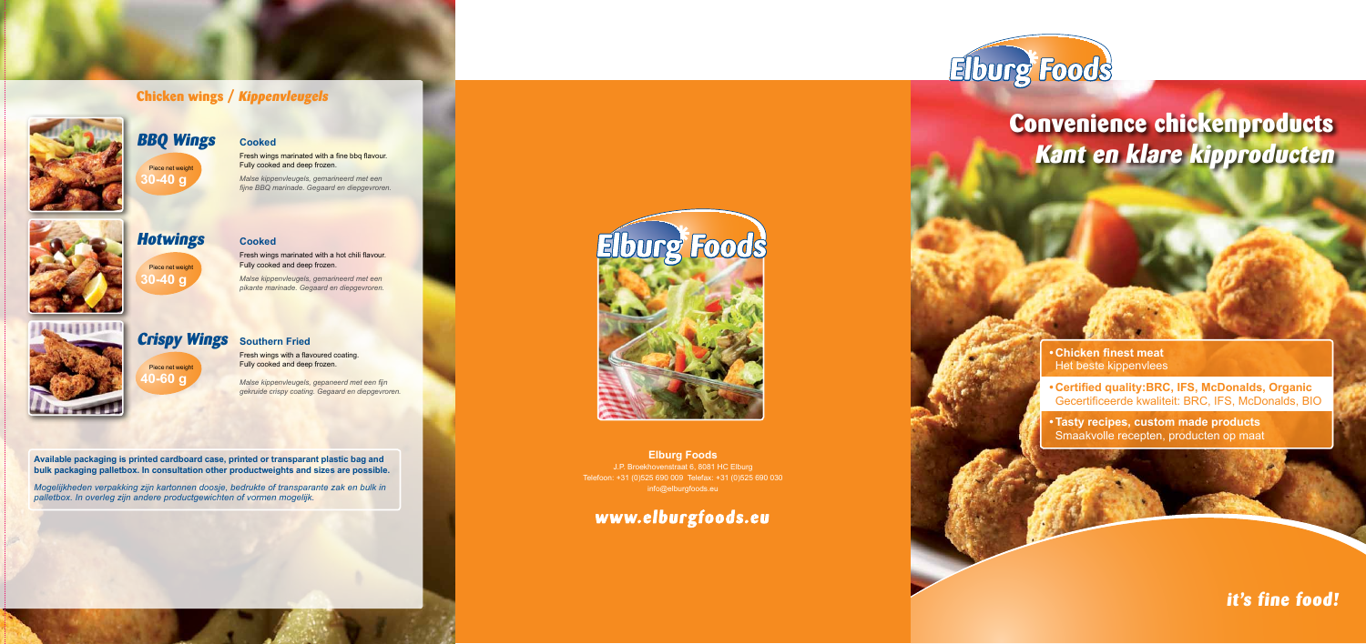## Chicken wings / *Kippenvleugels*

### *BBQ Wings*

Piece net weight **30-40 g**

**Cooked**

Fresh wings marinated with a fine bbq flavour. Fully cooked and deep frozen.

*Malse kippenvleugels, gemarineerd met een fijne BBQ marinade. Gegaard en diepgevroren.*

### *Hotwings*

Piece net weight **30-40 g**

**Cooked**

Fresh wings marinated with a hot chili flavour. Fully cooked and deep frozen.

*Malse kippenvleugels, gemarineerd met een pikante marinade. Gegaard en diepgevroren.*

### *Crispy Wings*

Piece net weight **40-60 g**

**Southern Fried**

Fresh wings with a flavoured coating. Fully cooked and deep frozen.

*Malse kippenvleugels, gepaneerd met een fijn gekruide crispy coating. Gegaard en diepgevroren.*

**Available packaging is printed cardboard case, printed or transparant plastic bag and bulk packaging palletbox. In consultation other productweights and sizes are possible.**

*Mogelijkheden verpakking zijn kartonnen doosje, bedrukte of transparante zak en bulk in palletbox. In overleg zijn andere productgewichten of vormen mogelijk.*

Elburg Foods

**Elburg Foods**
J.P. Broekhovenstraat 6, 8081 HC Elburg
Telefoon: +31 (0)525 690 009 Telefax: +31 (0)525 690 030
info@elburgfoods.eu

***www.elburgfoods.eu***

Elburg Foods

# Convenience chickenproducts
## *Kant en klare kipproducten*

- **Chicken finest meat**
  Het beste kippenvlees
- **Certified quality:BRC, IFS, McDonalds, Organic**
  Gecertificeerde kwaliteit: BRC, IFS, McDonalds, BIO
- **Tasty recipes, custom made products**
  Smaakvolle recepten, producten op maat

***it's fine food!***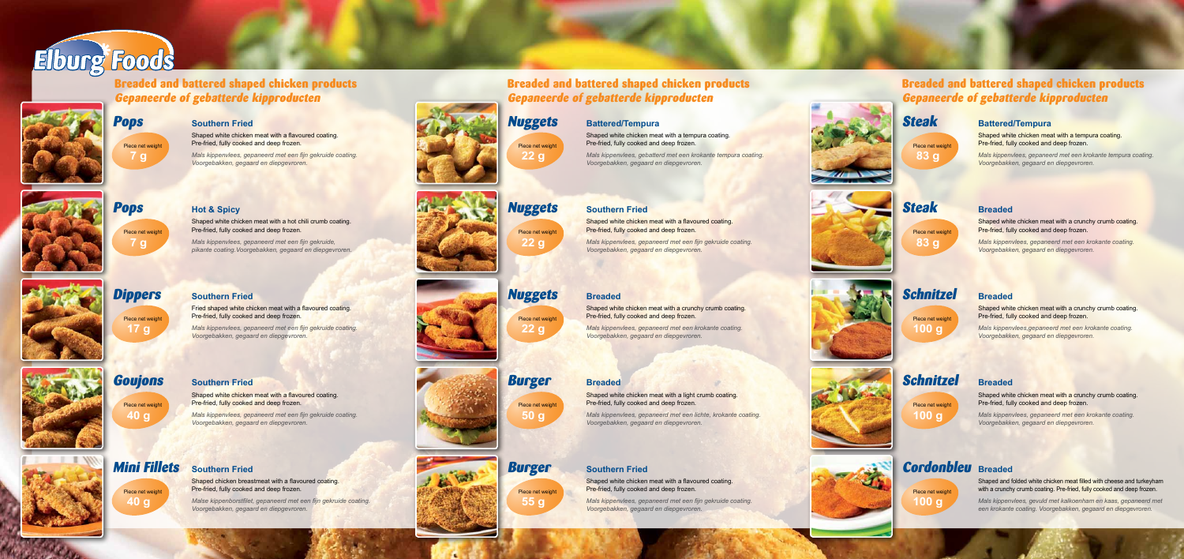# Elburg Foods

## Breaded and battered shaped chicken products
## *Gepaneerde of gebatterde kipproducten*

### Pops

Piece net weight **7 g**

**Southern Fried**

Shaped white chicken meat with a flavoured coating. Pre-fried, fully cooked and deep frozen.

*Mals kippenvlees, gepaneerd met een fijn gekruide coating. Voorgebakken, gegaard en diepgevroren.*

### Pops

Piece net weight **7 g**

**Hot & Spicy**

Shaped white chicken meat with a hot chili crumb coating. Pre-fried, fully cooked and deep frozen.

*Mals kippenvlees, gepaneerd met een fijn gekruide, pikante coating.Voorgebakken, gegaard en diepgevroren.*

### Dippers

Piece net weight **17 g**

**Southern Fried**

Fried shaped white chicken meat with a flavoured coating. Pre-fried, fully cooked and deep frozen.

*Mals kippenvlees, gepaneerd met een fijn gekruide coating. Voorgebakken, gegaard en diepgevroren.*

### Goujons

Piece net weight **40 g**

**Southern Fried**

Shaped white chicken meat with a flavoured coating. Pre-fried, fully cooked and deep frozen.

*Mals kippenvlees, gepaneerd met een fijn gekruide coating. Voorgebakken, gegaard en diepgevroren.*

### Mini Fillets

Piece net weight **40 g**

**Southern Fried**

Shaped chicken breastmeat with a flavoured coating. Pre-fried, fully cooked and deep frozen.

*Malse kippenborstfilet, gepaneerd met een fijn gekruide coating. Voorgebakken, gegaard en diepgevroren.*

## Breaded and battered shaped chicken products
## *Gepaneerde of gebatterde kipproducten*

### Nuggets

Piece net weight **22 g**

**Battered/Tempura**

Shaped white chicken meat with a tempura coating. Pre-fried, fully cooked and deep frozen.

*Mals kippenvlees, gebatterd met een krokante tempura coating. Voorgebakken, gegaard en diepgevroren.*

### Nuggets

Piece net weight **22 g**

**Southern Fried**

Shaped white chicken meat with a flavoured coating. Pre-fried, fully cooked and deep frozen.

*Mals kippenvlees, gepaneerd met een fijn gekruide coating. Voorgebakken, gegaard en diepgevroren.*

### Nuggets

Piece net weight **22 g**

**Breaded**

Shaped white chicken meat with a crunchy crumb coating. Pre-fried, fully cooked and deep frozen.

*Mals kippenvlees, gepaneerd met een krokante coating. Voorgebakken, gegaard en diepgevroren.*

### Burger

Piece net weight **50 g**

**Breaded**

Shaped white chicken meat with a light crumb coating. Pre-fried, fully cooked and deep frozen.

*Mals kippenvlees, gepaneerd met een lichte, krokante coating. Voorgebakken, gegaard en diepgevroren.*

### Burger

Piece net weight **55 g**

**Southern Fried**

Shaped white chicken meat with a flavoured coating. Pre-fried, fully cooked and deep frozen.

*Mals kippenvlees, gepaneerd met een fijn gekruide coating. Voorgebakken, gegaard en diepgevroren.*

## Breaded and battered shaped chicken products
## *Gepaneerde of gebatterde kipproducten*

### Steak

Piece net weight **83 g**

**Battered/Tempura**

Shaped white chicken meat with a tempura coating. Pre-fried, fully cooked and deep frozen.

*Mals kippenvlees, gepaneerd met een krokante tempura coating. Voorgebakken, gegaard en diepgevroren.*

### Steak

Piece net weight **83 g**

**Breaded**

Shaped white chicken meat with a crunchy crumb coating. Pre-fried, fully cooked and deep frozen.

*Mals kippenvlees, gepaneerd met een krokante coating. Voorgebakken, gegaard en diepgevroren.*

### Schnitzel

Piece net weight **100 g**

**Breaded**

Shaped white chicken meat with a crunchy crumb coating. Pre-fried, fully cooked and deep frozen.

*Mals kippenvlees,gepaneerd met een krokante coating. Voorgebakken, gegaard en diepgevroren.*

### Schnitzel

Piece net weight **100 g**

**Breaded**

Shaped white chicken meat with a crunchy crumb coating. Pre-fried, fully cooked and deep frozen.

*Mals kippenvlees, gepaneerd met een krokante coating. Voorgebakken, gegaard en diepgevroren.*

### Cordonbleu

Piece net weight **100 g**

**Breaded**

Shaped and folded white chicken meat filled with cheese and turkeyham with a crunchy crumb coating. Pre-fried, fully cooked and deep frozen.

*Mals kippenvlees, gevuld met kalkoenham en kaas, gepaneerd met een krokante coating. Voorgebakken, gegaard en diepgevroren.*